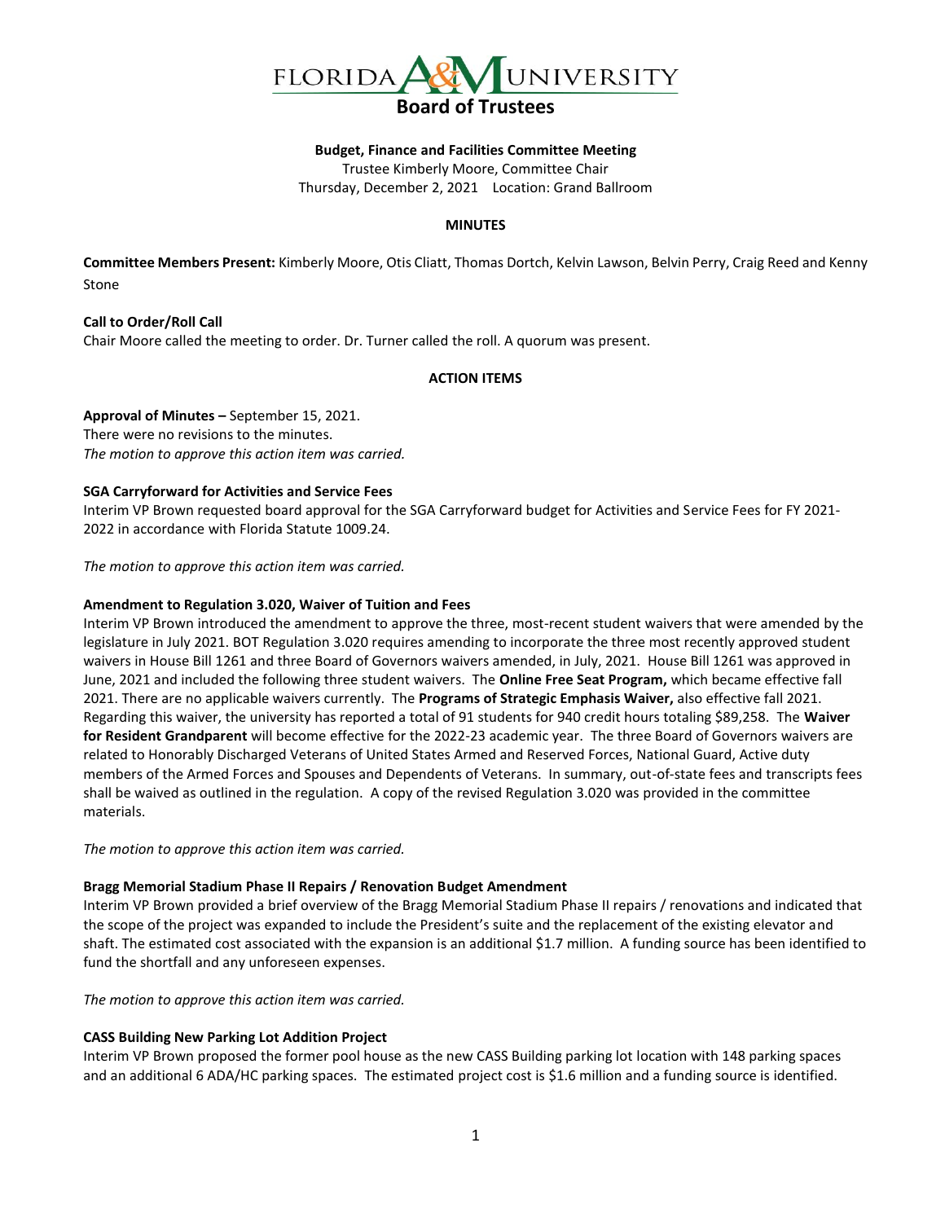# FLORIDA A&M UNIVERSITY
## Board of Trustees

**Budget, Finance and Facilities Committee Meeting**
Trustee Kimberly Moore, Committee Chair
Thursday, December 2, 2021 Location: Grand Ballroom

**MINUTES**

**Committee Members Present:** Kimberly Moore, Otis Cliatt, Thomas Dortch, Kelvin Lawson, Belvin Perry, Craig Reed and Kenny Stone

**Call to Order/Roll Call**
Chair Moore called the meeting to order. Dr. Turner called the roll. A quorum was present.

**ACTION ITEMS**

**Approval of Minutes –** September 15, 2021.
There were no revisions to the minutes.
*The motion to approve this action item was carried.*

**SGA Carryforward for Activities and Service Fees**
Interim VP Brown requested board approval for the SGA Carryforward budget for Activities and Service Fees for FY 2021-2022 in accordance with Florida Statute 1009.24.

*The motion to approve this action item was carried.*

**Amendment to Regulation 3.020, Waiver of Tuition and Fees**
Interim VP Brown introduced the amendment to approve the three, most-recent student waivers that were amended by the legislature in July 2021. BOT Regulation 3.020 requires amending to incorporate the three most recently approved student waivers in House Bill 1261 and three Board of Governors waivers amended, in July, 2021. House Bill 1261 was approved in June, 2021 and included the following three student waivers. The **Online Free Seat Program,** which became effective fall 2021. There are no applicable waivers currently. The **Programs of Strategic Emphasis Waiver,** also effective fall 2021. Regarding this waiver, the university has reported a total of 91 students for 940 credit hours totaling $89,258. The **Waiver for Resident Grandparent** will become effective for the 2022-23 academic year. The three Board of Governors waivers are related to Honorably Discharged Veterans of United States Armed and Reserved Forces, National Guard, Active duty members of the Armed Forces and Spouses and Dependents of Veterans. In summary, out-of-state fees and transcripts fees shall be waived as outlined in the regulation. A copy of the revised Regulation 3.020 was provided in the committee materials.

*The motion to approve this action item was carried.*

**Bragg Memorial Stadium Phase II Repairs / Renovation Budget Amendment**
Interim VP Brown provided a brief overview of the Bragg Memorial Stadium Phase II repairs / renovations and indicated that the scope of the project was expanded to include the President's suite and the replacement of the existing elevator and shaft. The estimated cost associated with the expansion is an additional $1.7 million. A funding source has been identified to fund the shortfall and any unforeseen expenses.

*The motion to approve this action item was carried.*

**CASS Building New Parking Lot Addition Project**
Interim VP Brown proposed the former pool house as the new CASS Building parking lot location with 148 parking spaces and an additional 6 ADA/HC parking spaces. The estimated project cost is $1.6 million and a funding source is identified.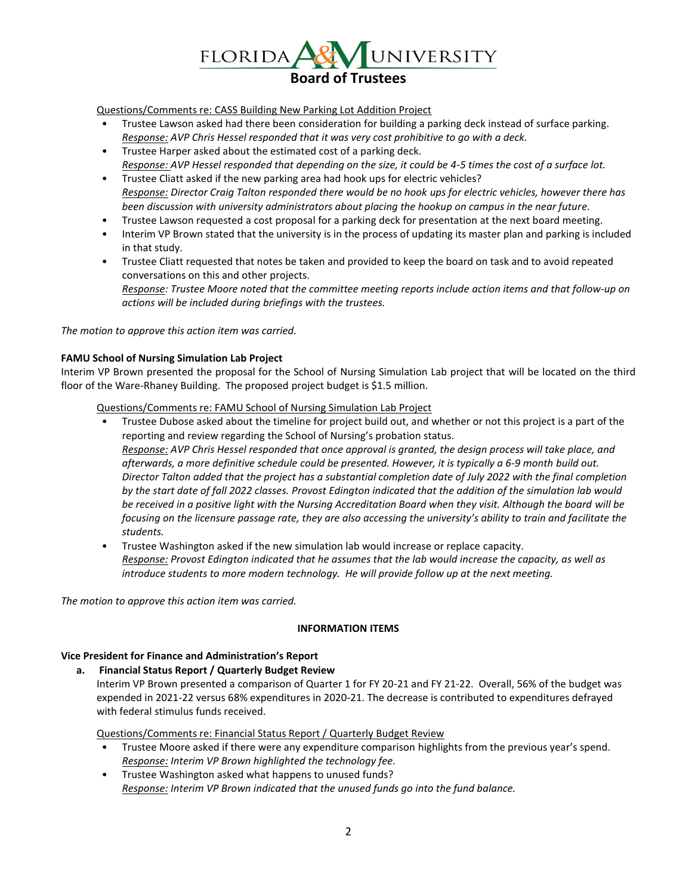Questions/Comments re: CASS Building New Parking Lot Addition Project

- Trustee Lawson asked had there been consideration for building a parking deck instead of surface parking.
  *Response: AVP Chris Hessel responded that it was very cost prohibitive to go with a deck.*
- Trustee Harper asked about the estimated cost of a parking deck.
  *Response: AVP Hessel responded that depending on the size, it could be 4-5 times the cost of a surface lot.*
- Trustee Cliatt asked if the new parking area had hook ups for electric vehicles?
  *Response: Director Craig Talton responded there would be no hook ups for electric vehicles, however there has been discussion with university administrators about placing the hookup on campus in the near future.*
- Trustee Lawson requested a cost proposal for a parking deck for presentation at the next board meeting.
- Interim VP Brown stated that the university is in the process of updating its master plan and parking is included in that study.
- Trustee Cliatt requested that notes be taken and provided to keep the board on task and to avoid repeated conversations on this and other projects.
  *Response: Trustee Moore noted that the committee meeting reports include action items and that follow-up on actions will be included during briefings with the trustees.*

*The motion to approve this action item was carried.*

**FAMU School of Nursing Simulation Lab Project**

Interim VP Brown presented the proposal for the School of Nursing Simulation Lab project that will be located on the third floor of the Ware-Rhaney Building. The proposed project budget is $1.5 million.

Questions/Comments re: FAMU School of Nursing Simulation Lab Project

- Trustee Dubose asked about the timeline for project build out, and whether or not this project is a part of the reporting and review regarding the School of Nursing's probation status.
  *Response: AVP Chris Hessel responded that once approval is granted, the design process will take place, and afterwards, a more definitive schedule could be presented. However, it is typically a 6-9 month build out. Director Talton added that the project has a substantial completion date of July 2022 with the final completion by the start date of fall 2022 classes. Provost Edington indicated that the addition of the simulation lab would be received in a positive light with the Nursing Accreditation Board when they visit. Although the board will be focusing on the licensure passage rate, they are also accessing the university's ability to train and facilitate the students.*
- Trustee Washington asked if the new simulation lab would increase or replace capacity.
  *Response: Provost Edington indicated that he assumes that the lab would increase the capacity, as well as introduce students to more modern technology. He will provide follow up at the next meeting.*

*The motion to approve this action item was carried.*

**INFORMATION ITEMS**

**Vice President for Finance and Administration's Report**

**a. Financial Status Report / Quarterly Budget Review**

Interim VP Brown presented a comparison of Quarter 1 for FY 20-21 and FY 21-22. Overall, 56% of the budget was expended in 2021-22 versus 68% expenditures in 2020-21. The decrease is contributed to expenditures defrayed with federal stimulus funds received.

Questions/Comments re: Financial Status Report / Quarterly Budget Review

- Trustee Moore asked if there were any expenditure comparison highlights from the previous year's spend.
  *Response: Interim VP Brown highlighted the technology fee.*
- Trustee Washington asked what happens to unused funds?
  *Response: Interim VP Brown indicated that the unused funds go into the fund balance.*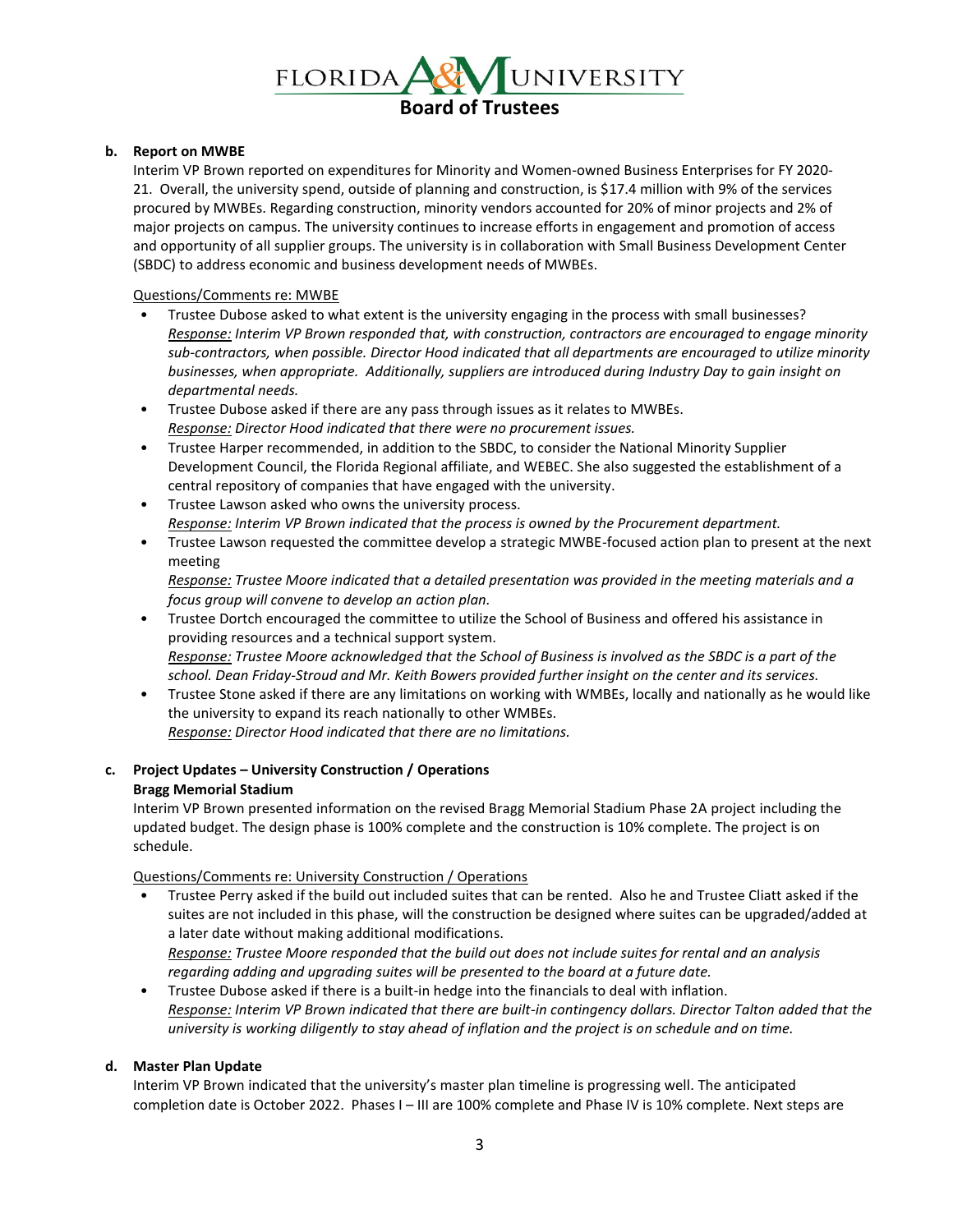**b. Report on MWBE**

Interim VP Brown reported on expenditures for Minority and Women-owned Business Enterprises for FY 2020-21. Overall, the university spend, outside of planning and construction, is $17.4 million with 9% of the services procured by MWBEs. Regarding construction, minority vendors accounted for 20% of minor projects and 2% of major projects on campus. The university continues to increase efforts in engagement and promotion of access and opportunity of all supplier groups. The university is in collaboration with Small Business Development Center (SBDC) to address economic and business development needs of MWBEs.

Questions/Comments re: MWBE

- Trustee Dubose asked to what extent is the university engaging in the process with small businesses?
  *Response: Interim VP Brown responded that, with construction, contractors are encouraged to engage minority sub-contractors, when possible. Director Hood indicated that all departments are encouraged to utilize minority businesses, when appropriate. Additionally, suppliers are introduced during Industry Day to gain insight on departmental needs.*
- Trustee Dubose asked if there are any pass through issues as it relates to MWBEs.
  *Response: Director Hood indicated that there were no procurement issues.*
- Trustee Harper recommended, in addition to the SBDC, to consider the National Minority Supplier Development Council, the Florida Regional affiliate, and WEBEC. She also suggested the establishment of a central repository of companies that have engaged with the university.
- Trustee Lawson asked who owns the university process.
  *Response: Interim VP Brown indicated that the process is owned by the Procurement department.*
- Trustee Lawson requested the committee develop a strategic MWBE-focused action plan to present at the next meeting
  *Response: Trustee Moore indicated that a detailed presentation was provided in the meeting materials and a focus group will convene to develop an action plan.*
- Trustee Dortch encouraged the committee to utilize the School of Business and offered his assistance in providing resources and a technical support system.
  *Response: Trustee Moore acknowledged that the School of Business is involved as the SBDC is a part of the school. Dean Friday-Stroud and Mr. Keith Bowers provided further insight on the center and its services.*
- Trustee Stone asked if there are any limitations on working with WMBEs, locally and nationally as he would like the university to expand its reach nationally to other WMBEs.
  *Response: Director Hood indicated that there are no limitations.*

**c. Project Updates – University Construction / Operations**

**Bragg Memorial Stadium**

Interim VP Brown presented information on the revised Bragg Memorial Stadium Phase 2A project including the updated budget. The design phase is 100% complete and the construction is 10% complete. The project is on schedule.

Questions/Comments re: University Construction / Operations

- Trustee Perry asked if the build out included suites that can be rented. Also he and Trustee Cliatt asked if the suites are not included in this phase, will the construction be designed where suites can be upgraded/added at a later date without making additional modifications.
  *Response: Trustee Moore responded that the build out does not include suites for rental and an analysis regarding adding and upgrading suites will be presented to the board at a future date.*
- Trustee Dubose asked if there is a built-in hedge into the financials to deal with inflation.
  *Response: Interim VP Brown indicated that there are built-in contingency dollars. Director Talton added that the university is working diligently to stay ahead of inflation and the project is on schedule and on time.*

**d. Master Plan Update**

Interim VP Brown indicated that the university's master plan timeline is progressing well. The anticipated completion date is October 2022. Phases I – III are 100% complete and Phase IV is 10% complete. Next steps are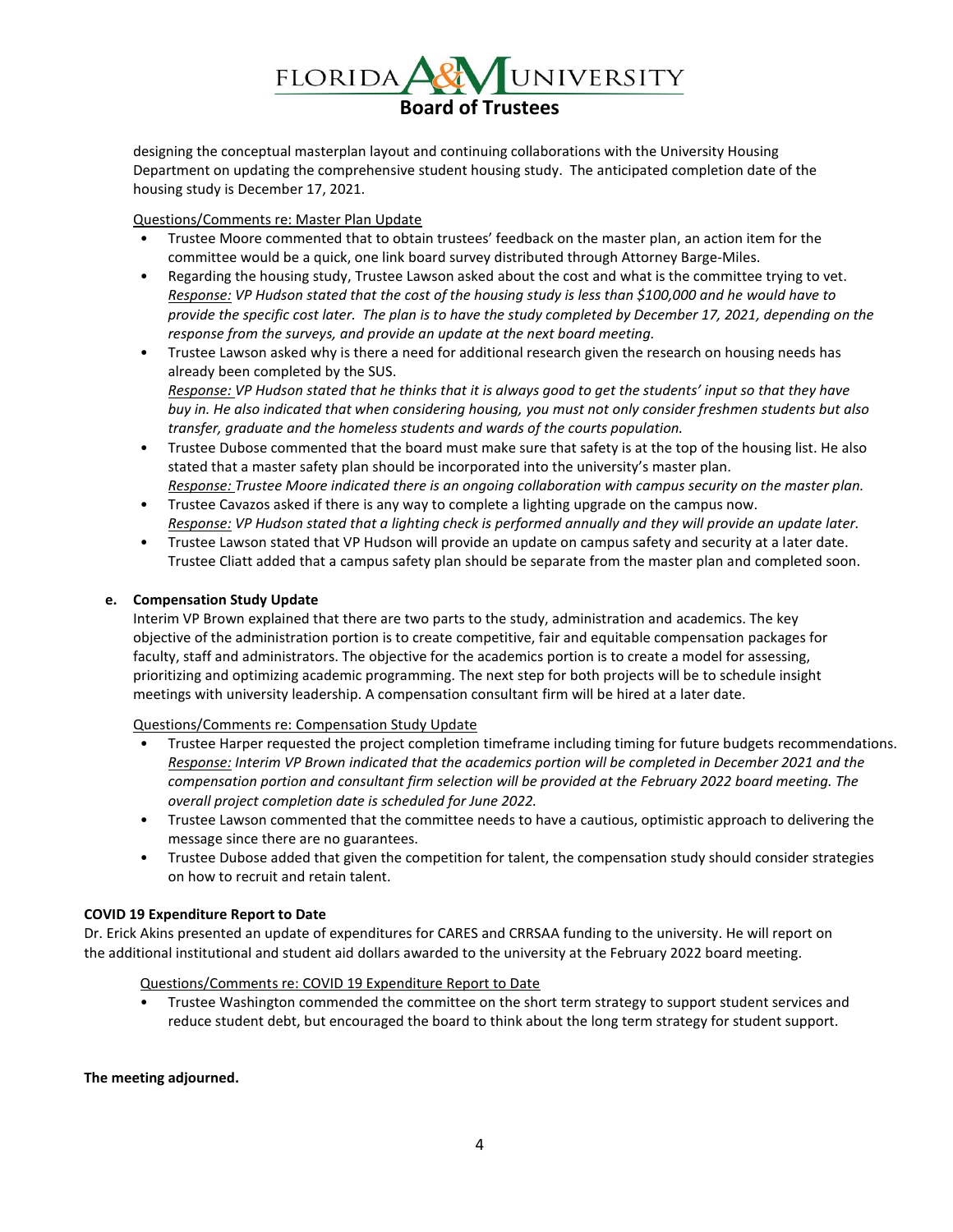designing the conceptual masterplan layout and continuing collaborations with the University Housing Department on updating the comprehensive student housing study. The anticipated completion date of the housing study is December 17, 2021.

Questions/Comments re: Master Plan Update

- Trustee Moore commented that to obtain trustees' feedback on the master plan, an action item for the committee would be a quick, one link board survey distributed through Attorney Barge-Miles.
- Regarding the housing study, Trustee Lawson asked about the cost and what is the committee trying to vet. *Response: VP Hudson stated that the cost of the housing study is less than $100,000 and he would have to provide the specific cost later. The plan is to have the study completed by December 17, 2021, depending on the response from the surveys, and provide an update at the next board meeting.*
- Trustee Lawson asked why is there a need for additional research given the research on housing needs has already been completed by the SUS.
  *Response: VP Hudson stated that he thinks that it is always good to get the students' input so that they have buy in. He also indicated that when considering housing, you must not only consider freshmen students but also transfer, graduate and the homeless students and wards of the courts population.*
- Trustee Dubose commented that the board must make sure that safety is at the top of the housing list. He also stated that a master safety plan should be incorporated into the university's master plan.
  *Response: Trustee Moore indicated there is an ongoing collaboration with campus security on the master plan.*
- Trustee Cavazos asked if there is any way to complete a lighting upgrade on the campus now.
  *Response: VP Hudson stated that a lighting check is performed annually and they will provide an update later.*
- Trustee Lawson stated that VP Hudson will provide an update on campus safety and security at a later date. Trustee Cliatt added that a campus safety plan should be separate from the master plan and completed soon.

**e. Compensation Study Update**

Interim VP Brown explained that there are two parts to the study, administration and academics. The key objective of the administration portion is to create competitive, fair and equitable compensation packages for faculty, staff and administrators. The objective for the academics portion is to create a model for assessing, prioritizing and optimizing academic programming. The next step for both projects will be to schedule insight meetings with university leadership. A compensation consultant firm will be hired at a later date.

Questions/Comments re: Compensation Study Update

- Trustee Harper requested the project completion timeframe including timing for future budgets recommendations. *Response: Interim VP Brown indicated that the academics portion will be completed in December 2021 and the compensation portion and consultant firm selection will be provided at the February 2022 board meeting. The overall project completion date is scheduled for June 2022.*
- Trustee Lawson commented that the committee needs to have a cautious, optimistic approach to delivering the message since there are no guarantees.
- Trustee Dubose added that given the competition for talent, the compensation study should consider strategies on how to recruit and retain talent.

**COVID 19 Expenditure Report to Date**

Dr. Erick Akins presented an update of expenditures for CARES and CRRSAA funding to the university. He will report on the additional institutional and student aid dollars awarded to the university at the February 2022 board meeting.

Questions/Comments re: COVID 19 Expenditure Report to Date

- Trustee Washington commended the committee on the short term strategy to support student services and reduce student debt, but encouraged the board to think about the long term strategy for student support.

**The meeting adjourned.**